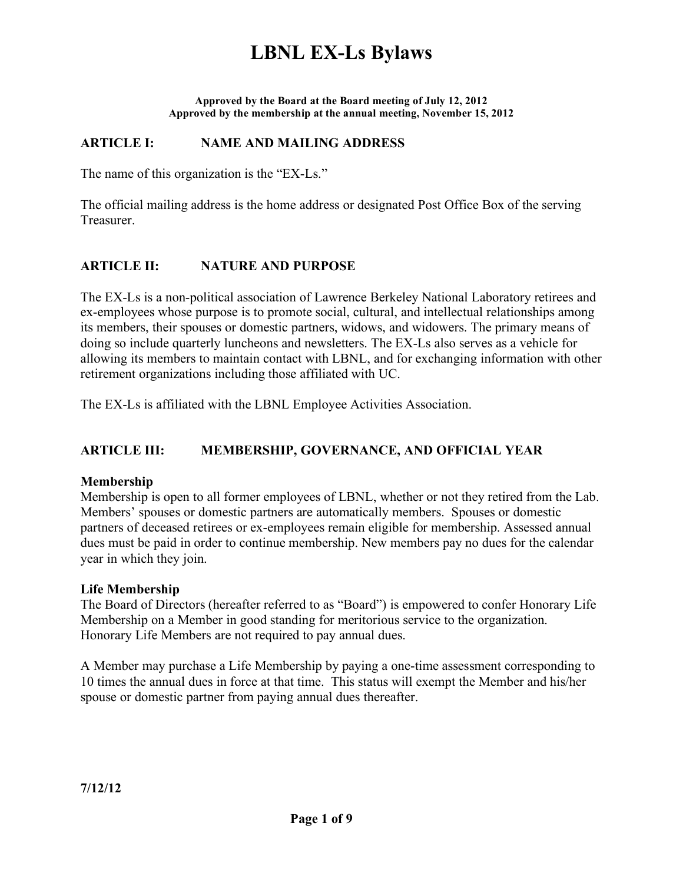# LBNL EX-Ls Bylaws

**Approved by the Board at the Board meeting of July 12, 2012**
**Approved by the membership at the annual meeting, November 15, 2012**

## ARTICLE I: NAME AND MAILING ADDRESS

The name of this organization is the "EX-Ls."

The official mailing address is the home address or designated Post Office Box of the serving Treasurer.

## ARTICLE II: NATURE AND PURPOSE

The EX-Ls is a non-political association of Lawrence Berkeley National Laboratory retirees and ex-employees whose purpose is to promote social, cultural, and intellectual relationships among its members, their spouses or domestic partners, widows, and widowers. The primary means of doing so include quarterly luncheons and newsletters. The EX-Ls also serves as a vehicle for allowing its members to maintain contact with LBNL, and for exchanging information with other retirement organizations including those affiliated with UC.

The EX-Ls is affiliated with the LBNL Employee Activities Association.

## ARTICLE III: MEMBERSHIP, GOVERNANCE, AND OFFICIAL YEAR

### Membership

Membership is open to all former employees of LBNL, whether or not they retired from the Lab. Members' spouses or domestic partners are automatically members. Spouses or domestic partners of deceased retirees or ex-employees remain eligible for membership. Assessed annual dues must be paid in order to continue membership. New members pay no dues for the calendar year in which they join.

### Life Membership

The Board of Directors (hereafter referred to as "Board") is empowered to confer Honorary Life Membership on a Member in good standing for meritorious service to the organization. Honorary Life Members are not required to pay annual dues.

A Member may purchase a Life Membership by paying a one-time assessment corresponding to 10 times the annual dues in force at that time. This status will exempt the Member and his/her spouse or domestic partner from paying annual dues thereafter.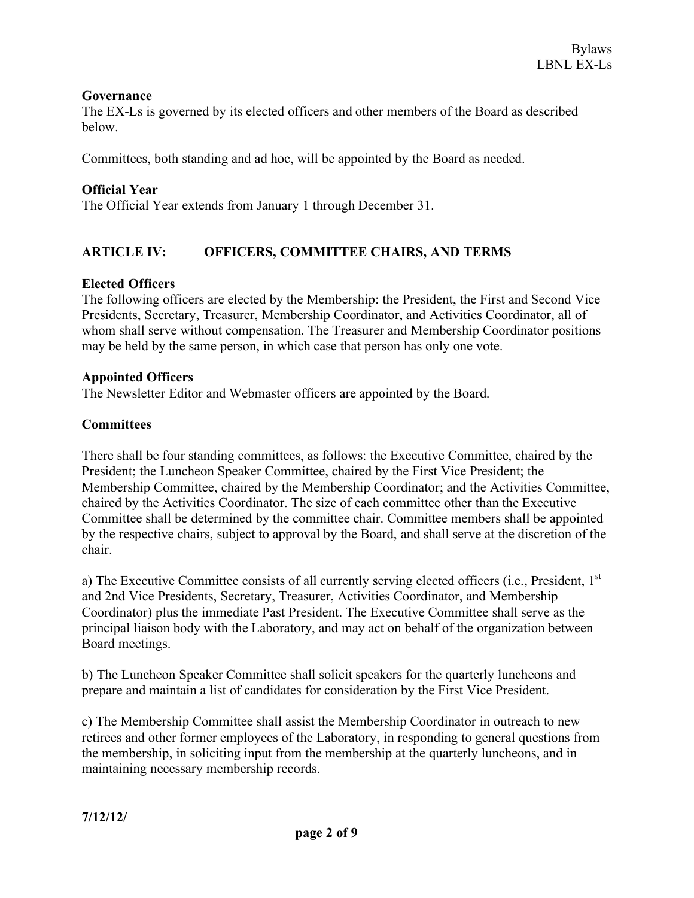**Governance**

The EX-Ls is governed by its elected officers and other members of the Board as described below.

Committees, both standing and ad hoc, will be appointed by the Board as needed.

**Official Year**

The Official Year extends from January 1 through December 31.

## ARTICLE IV: OFFICERS, COMMITTEE CHAIRS, AND TERMS

**Elected Officers**

The following officers are elected by the Membership: the President, the First and Second Vice Presidents, Secretary, Treasurer, Membership Coordinator, and Activities Coordinator, all of whom shall serve without compensation. The Treasurer and Membership Coordinator positions may be held by the same person, in which case that person has only one vote.

**Appointed Officers**

The Newsletter Editor and Webmaster officers are appointed by the Board.

**Committees**

There shall be four standing committees, as follows: the Executive Committee, chaired by the President; the Luncheon Speaker Committee, chaired by the First Vice President; the Membership Committee, chaired by the Membership Coordinator; and the Activities Committee, chaired by the Activities Coordinator. The size of each committee other than the Executive Committee shall be determined by the committee chair. Committee members shall be appointed by the respective chairs, subject to approval by the Board, and shall serve at the discretion of the chair.

a) The Executive Committee consists of all currently serving elected officers (i.e., President, 1st and 2nd Vice Presidents, Secretary, Treasurer, Activities Coordinator, and Membership Coordinator) plus the immediate Past President. The Executive Committee shall serve as the principal liaison body with the Laboratory, and may act on behalf of the organization between Board meetings.

b) The Luncheon Speaker Committee shall solicit speakers for the quarterly luncheons and prepare and maintain a list of candidates for consideration by the First Vice President.

c) The Membership Committee shall assist the Membership Coordinator in outreach to new retirees and other former employees of the Laboratory, in responding to general questions from the membership, in soliciting input from the membership at the quarterly luncheons, and in maintaining necessary membership records.

**7/12/12/**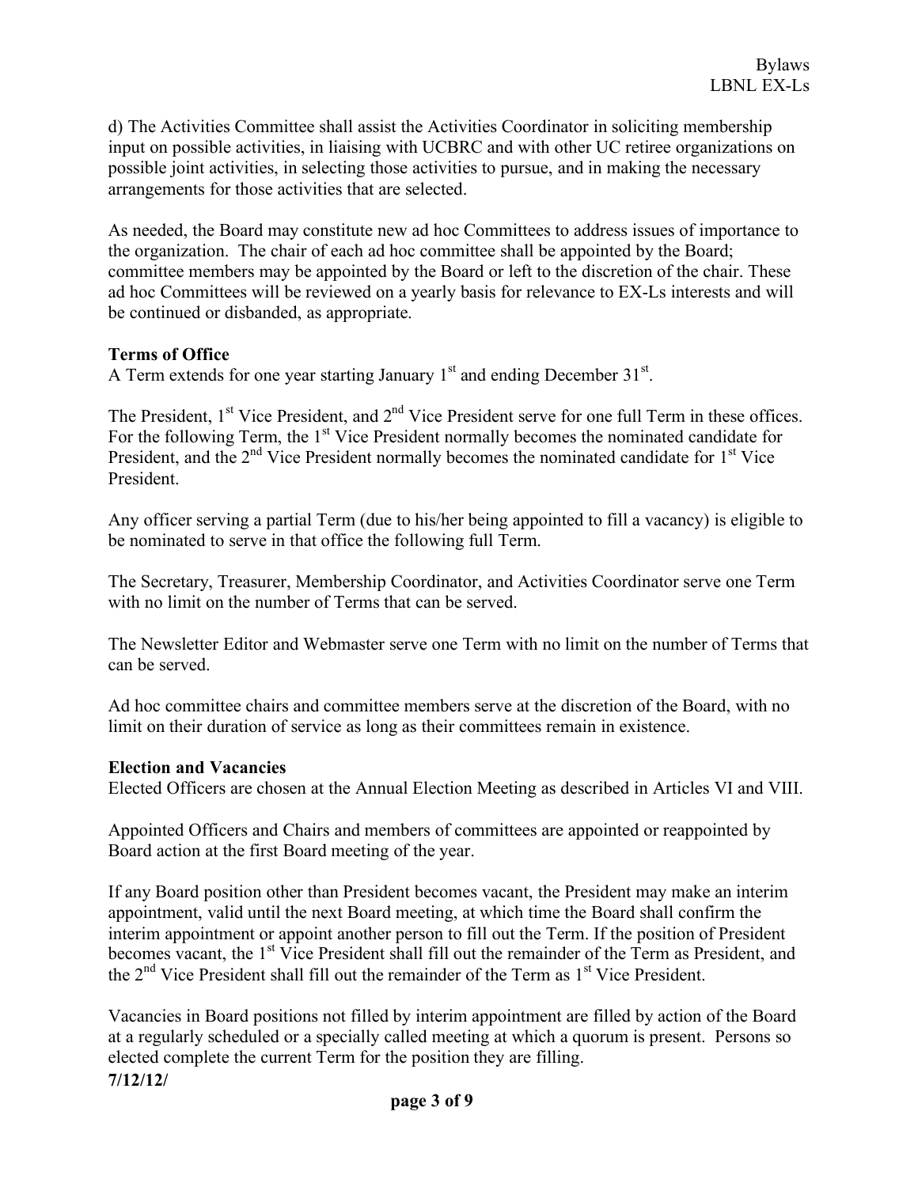d) The Activities Committee shall assist the Activities Coordinator in soliciting membership input on possible activities, in liaising with UCBRC and with other UC retiree organizations on possible joint activities, in selecting those activities to pursue, and in making the necessary arrangements for those activities that are selected.

As needed, the Board may constitute new ad hoc Committees to address issues of importance to the organization. The chair of each ad hoc committee shall be appointed by the Board; committee members may be appointed by the Board or left to the discretion of the chair. These ad hoc Committees will be reviewed on a yearly basis for relevance to EX-Ls interests and will be continued or disbanded, as appropriate.

**Terms of Office**

A Term extends for one year starting January 1st and ending December 31st.

The President, 1st Vice President, and 2nd Vice President serve for one full Term in these offices. For the following Term, the 1st Vice President normally becomes the nominated candidate for President, and the 2nd Vice President normally becomes the nominated candidate for 1st Vice President.

Any officer serving a partial Term (due to his/her being appointed to fill a vacancy) is eligible to be nominated to serve in that office the following full Term.

The Secretary, Treasurer, Membership Coordinator, and Activities Coordinator serve one Term with no limit on the number of Terms that can be served.

The Newsletter Editor and Webmaster serve one Term with no limit on the number of Terms that can be served.

Ad hoc committee chairs and committee members serve at the discretion of the Board, with no limit on their duration of service as long as their committees remain in existence.

**Election and Vacancies**

Elected Officers are chosen at the Annual Election Meeting as described in Articles VI and VIII.

Appointed Officers and Chairs and members of committees are appointed or reappointed by Board action at the first Board meeting of the year.

If any Board position other than President becomes vacant, the President may make an interim appointment, valid until the next Board meeting, at which time the Board shall confirm the interim appointment or appoint another person to fill out the Term. If the position of President becomes vacant, the 1st Vice President shall fill out the remainder of the Term as President, and the 2nd Vice President shall fill out the remainder of the Term as 1st Vice President.

Vacancies in Board positions not filled by interim appointment are filled by action of the Board at a regularly scheduled or a specially called meeting at which a quorum is present. Persons so elected complete the current Term for the position they are filling.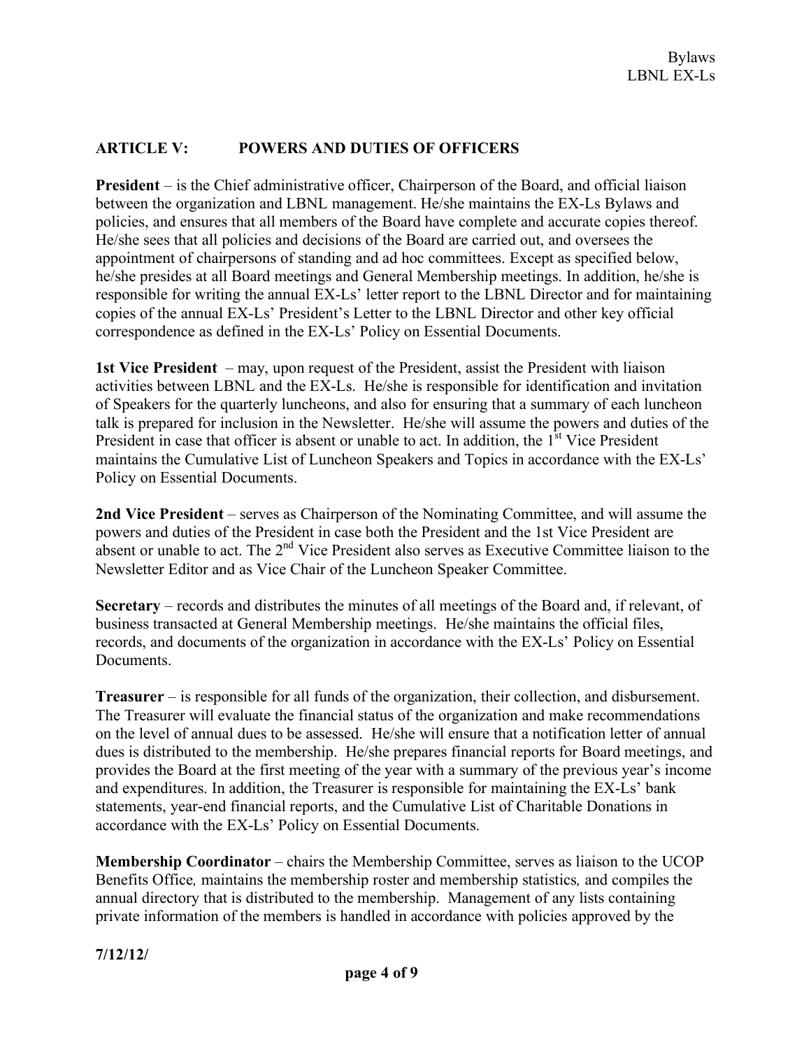## ARTICLE V: POWERS AND DUTIES OF OFFICERS

**President** – is the Chief administrative officer, Chairperson of the Board, and official liaison between the organization and LBNL management. He/she maintains the EX-Ls Bylaws and policies, and ensures that all members of the Board have complete and accurate copies thereof. He/she sees that all policies and decisions of the Board are carried out, and oversees the appointment of chairpersons of standing and ad hoc committees. Except as specified below, he/she presides at all Board meetings and General Membership meetings. In addition, he/she is responsible for writing the annual EX-Ls' letter report to the LBNL Director and for maintaining copies of the annual EX-Ls' President's Letter to the LBNL Director and other key official correspondence as defined in the EX-Ls' Policy on Essential Documents.

**1st Vice President** – may, upon request of the President, assist the President with liaison activities between LBNL and the EX-Ls. He/she is responsible for identification and invitation of Speakers for the quarterly luncheons, and also for ensuring that a summary of each luncheon talk is prepared for inclusion in the Newsletter. He/she will assume the powers and duties of the President in case that officer is absent or unable to act. In addition, the 1st Vice President maintains the Cumulative List of Luncheon Speakers and Topics in accordance with the EX-Ls' Policy on Essential Documents.

**2nd Vice President** – serves as Chairperson of the Nominating Committee, and will assume the powers and duties of the President in case both the President and the 1st Vice President are absent or unable to act. The 2nd Vice President also serves as Executive Committee liaison to the Newsletter Editor and as Vice Chair of the Luncheon Speaker Committee.

**Secretary** – records and distributes the minutes of all meetings of the Board and, if relevant, of business transacted at General Membership meetings. He/she maintains the official files, records, and documents of the organization in accordance with the EX-Ls' Policy on Essential Documents.

**Treasurer** – is responsible for all funds of the organization, their collection, and disbursement. The Treasurer will evaluate the financial status of the organization and make recommendations on the level of annual dues to be assessed. He/she will ensure that a notification letter of annual dues is distributed to the membership. He/she prepares financial reports for Board meetings, and provides the Board at the first meeting of the year with a summary of the previous year's income and expenditures. In addition, the Treasurer is responsible for maintaining the EX-Ls' bank statements, year-end financial reports, and the Cumulative List of Charitable Donations in accordance with the EX-Ls' Policy on Essential Documents.

**Membership Coordinator** – chairs the Membership Committee, serves as liaison to the UCOP Benefits Office*,* maintains the membership roster and membership statistics*,* and compiles the annual directory that is distributed to the membership. Management of any lists containing private information of the members is handled in accordance with policies approved by the

**7/12/12/**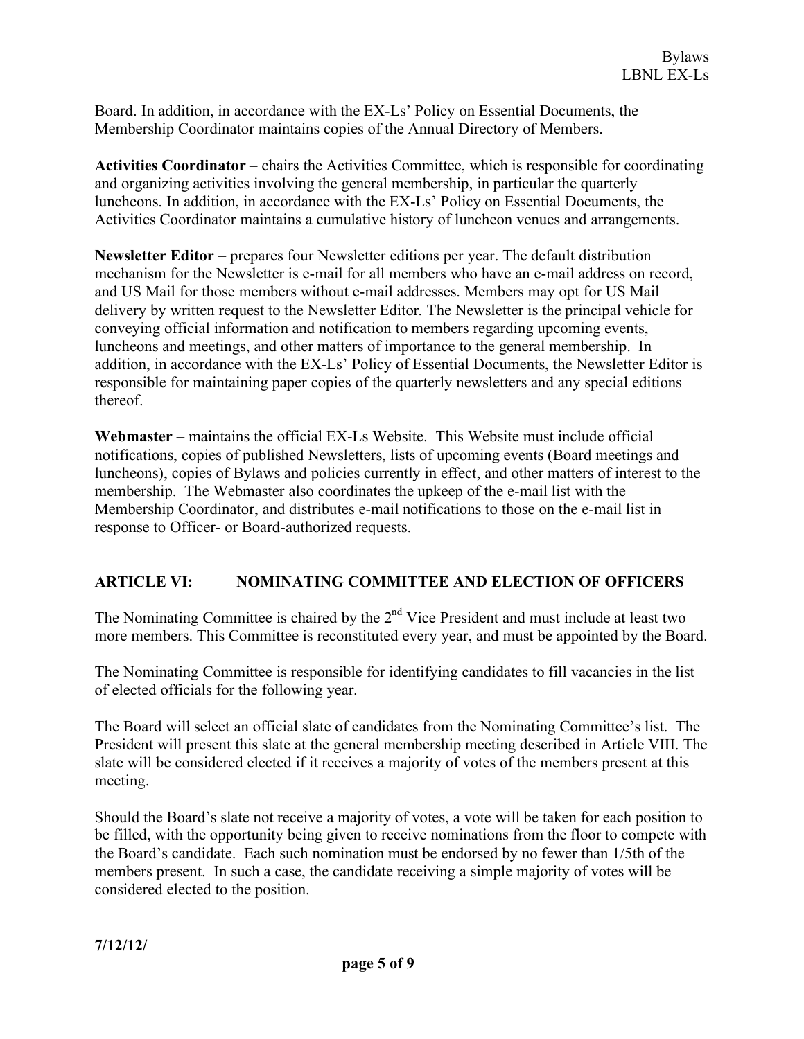Board. In addition, in accordance with the EX-Ls' Policy on Essential Documents, the Membership Coordinator maintains copies of the Annual Directory of Members.

**Activities Coordinator** – chairs the Activities Committee, which is responsible for coordinating and organizing activities involving the general membership, in particular the quarterly luncheons. In addition, in accordance with the EX-Ls' Policy on Essential Documents, the Activities Coordinator maintains a cumulative history of luncheon venues and arrangements.

**Newsletter Editor** – prepares four Newsletter editions per year. The default distribution mechanism for the Newsletter is e-mail for all members who have an e-mail address on record, and US Mail for those members without e-mail addresses. Members may opt for US Mail delivery by written request to the Newsletter Editor. The Newsletter is the principal vehicle for conveying official information and notification to members regarding upcoming events, luncheons and meetings, and other matters of importance to the general membership. In addition, in accordance with the EX-Ls' Policy of Essential Documents, the Newsletter Editor is responsible for maintaining paper copies of the quarterly newsletters and any special editions thereof.

**Webmaster** – maintains the official EX-Ls Website. This Website must include official notifications, copies of published Newsletters, lists of upcoming events (Board meetings and luncheons), copies of Bylaws and policies currently in effect, and other matters of interest to the membership. The Webmaster also coordinates the upkeep of the e-mail list with the Membership Coordinator, and distributes e-mail notifications to those on the e-mail list in response to Officer- or Board-authorized requests.

## ARTICLE VI: NOMINATING COMMITTEE AND ELECTION OF OFFICERS

The Nominating Committee is chaired by the 2nd Vice President and must include at least two more members. This Committee is reconstituted every year, and must be appointed by the Board.

The Nominating Committee is responsible for identifying candidates to fill vacancies in the list of elected officials for the following year.

The Board will select an official slate of candidates from the Nominating Committee's list. The President will present this slate at the general membership meeting described in Article VIII. The slate will be considered elected if it receives a majority of votes of the members present at this meeting.

Should the Board's slate not receive a majority of votes, a vote will be taken for each position to be filled, with the opportunity being given to receive nominations from the floor to compete with the Board's candidate. Each such nomination must be endorsed by no fewer than 1/5th of the members present. In such a case, the candidate receiving a simple majority of votes will be considered elected to the position.

**7/12/12/**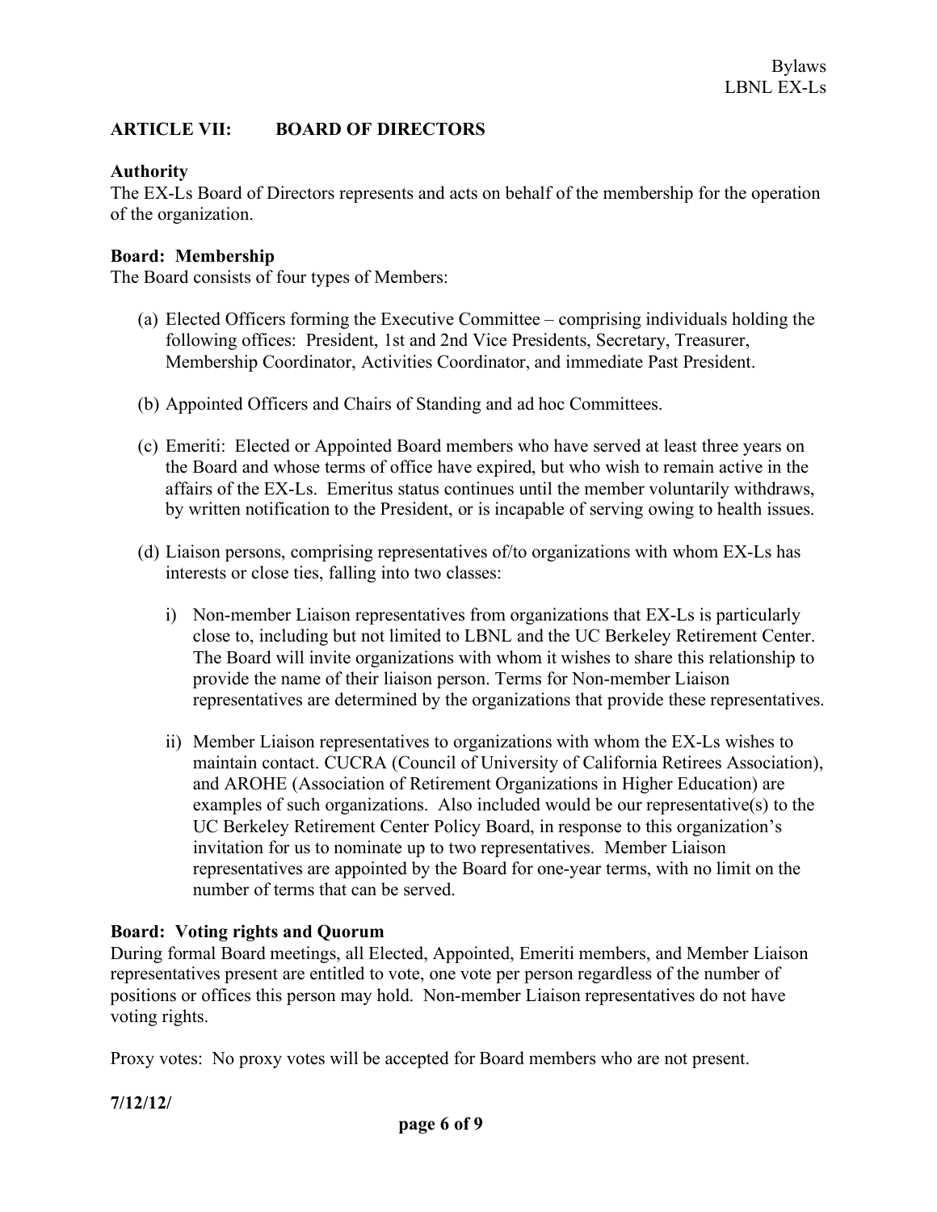## ARTICLE VII: BOARD OF DIRECTORS

**Authority**
The EX-Ls Board of Directors represents and acts on behalf of the membership for the operation of the organization.

**Board: Membership**
The Board consists of four types of Members:

(a) Elected Officers forming the Executive Committee – comprising individuals holding the following offices: President, 1st and 2nd Vice Presidents, Secretary, Treasurer, Membership Coordinator, Activities Coordinator, and immediate Past President.

(b) Appointed Officers and Chairs of Standing and ad hoc Committees.

(c) Emeriti: Elected or Appointed Board members who have served at least three years on the Board and whose terms of office have expired, but who wish to remain active in the affairs of the EX-Ls. Emeritus status continues until the member voluntarily withdraws, by written notification to the President, or is incapable of serving owing to health issues.

(d) Liaison persons, comprising representatives of/to organizations with whom EX-Ls has interests or close ties, falling into two classes:

   i) Non-member Liaison representatives from organizations that EX-Ls is particularly close to, including but not limited to LBNL and the UC Berkeley Retirement Center. The Board will invite organizations with whom it wishes to share this relationship to provide the name of their liaison person. Terms for Non-member Liaison representatives are determined by the organizations that provide these representatives.

   ii) Member Liaison representatives to organizations with whom the EX-Ls wishes to maintain contact. CUCRA (Council of University of California Retirees Association), and AROHE (Association of Retirement Organizations in Higher Education) are examples of such organizations. Also included would be our representative(s) to the UC Berkeley Retirement Center Policy Board, in response to this organization's invitation for us to nominate up to two representatives. Member Liaison representatives are appointed by the Board for one-year terms, with no limit on the number of terms that can be served.

**Board: Voting rights and Quorum**
During formal Board meetings, all Elected, Appointed, Emeriti members, and Member Liaison representatives present are entitled to vote, one vote per person regardless of the number of positions or offices this person may hold. Non-member Liaison representatives do not have voting rights.

Proxy votes: No proxy votes will be accepted for Board members who are not present.

**7/12/12/**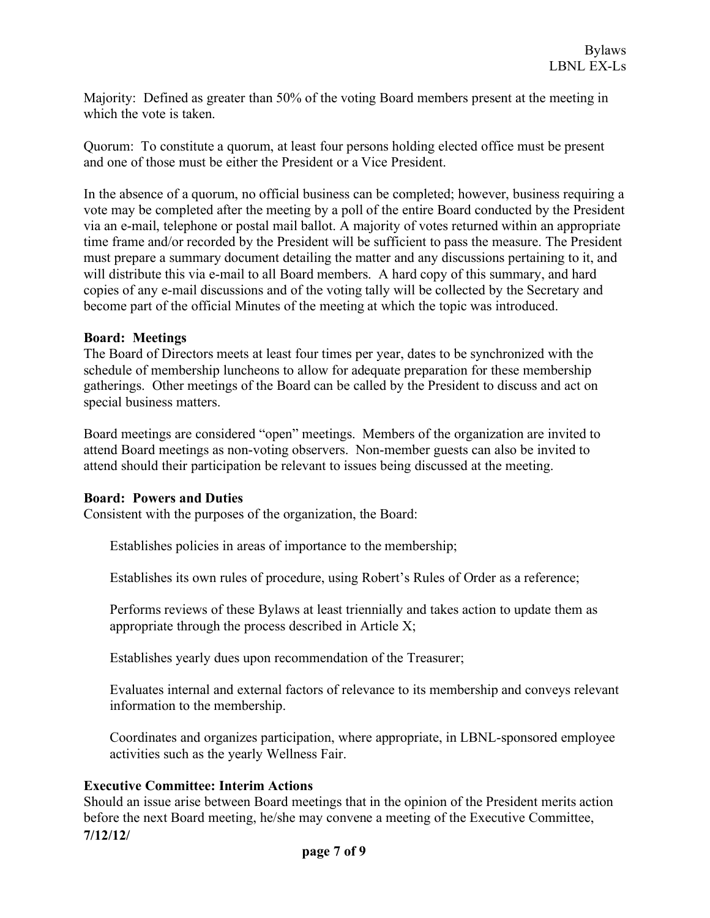Majority: Defined as greater than 50% of the voting Board members present at the meeting in which the vote is taken.

Quorum: To constitute a quorum, at least four persons holding elected office must be present and one of those must be either the President or a Vice President.

In the absence of a quorum, no official business can be completed; however, business requiring a vote may be completed after the meeting by a poll of the entire Board conducted by the President via an e-mail, telephone or postal mail ballot. A majority of votes returned within an appropriate time frame and/or recorded by the President will be sufficient to pass the measure. The President must prepare a summary document detailing the matter and any discussions pertaining to it, and will distribute this via e-mail to all Board members. A hard copy of this summary, and hard copies of any e-mail discussions and of the voting tally will be collected by the Secretary and become part of the official Minutes of the meeting at which the topic was introduced.

**Board: Meetings**

The Board of Directors meets at least four times per year, dates to be synchronized with the schedule of membership luncheons to allow for adequate preparation for these membership gatherings. Other meetings of the Board can be called by the President to discuss and act on special business matters.

Board meetings are considered "open" meetings. Members of the organization are invited to attend Board meetings as non-voting observers. Non-member guests can also be invited to attend should their participation be relevant to issues being discussed at the meeting.

**Board: Powers and Duties**

Consistent with the purposes of the organization, the Board:

Establishes policies in areas of importance to the membership;

Establishes its own rules of procedure, using Robert's Rules of Order as a reference;

Performs reviews of these Bylaws at least triennially and takes action to update them as appropriate through the process described in Article X;

Establishes yearly dues upon recommendation of the Treasurer;

Evaluates internal and external factors of relevance to its membership and conveys relevant information to the membership.

Coordinates and organizes participation, where appropriate, in LBNL-sponsored employee activities such as the yearly Wellness Fair.

**Executive Committee: Interim Actions**

Should an issue arise between Board meetings that in the opinion of the President merits action before the next Board meeting, he/she may convene a meeting of the Executive Committee,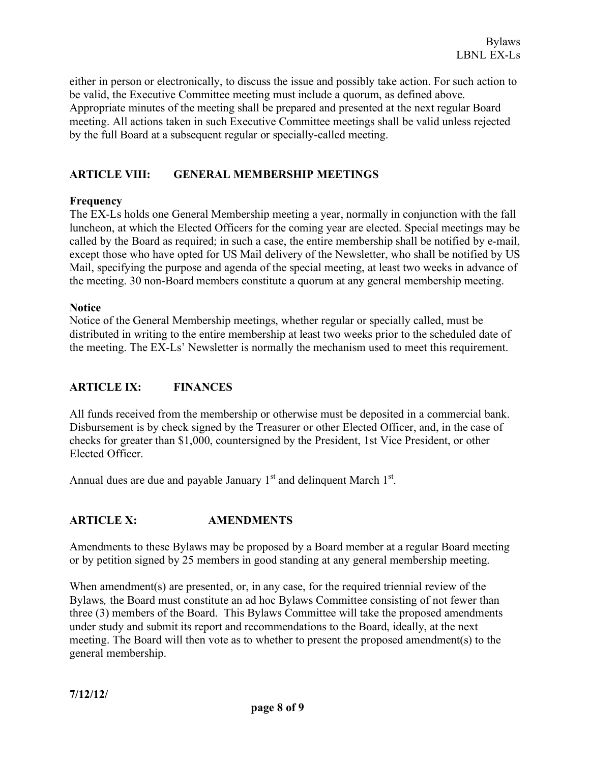either in person or electronically, to discuss the issue and possibly take action. For such action to be valid, the Executive Committee meeting must include a quorum, as defined above. Appropriate minutes of the meeting shall be prepared and presented at the next regular Board meeting. All actions taken in such Executive Committee meetings shall be valid unless rejected by the full Board at a subsequent regular or specially-called meeting.

## ARTICLE VIII: GENERAL MEMBERSHIP MEETINGS

**Frequency**

The EX-Ls holds one General Membership meeting a year, normally in conjunction with the fall luncheon, at which the Elected Officers for the coming year are elected. Special meetings may be called by the Board as required; in such a case, the entire membership shall be notified by e-mail, except those who have opted for US Mail delivery of the Newsletter, who shall be notified by US Mail, specifying the purpose and agenda of the special meeting, at least two weeks in advance of the meeting. 30 non-Board members constitute a quorum at any general membership meeting.

**Notice**

Notice of the General Membership meetings, whether regular or specially called, must be distributed in writing to the entire membership at least two weeks prior to the scheduled date of the meeting. The EX-Ls' Newsletter is normally the mechanism used to meet this requirement.

## ARTICLE IX: FINANCES

All funds received from the membership or otherwise must be deposited in a commercial bank. Disbursement is by check signed by the Treasurer or other Elected Officer, and, in the case of checks for greater than $1,000, countersigned by the President, 1st Vice President, or other Elected Officer.

Annual dues are due and payable January 1st and delinquent March 1st.

## ARTICLE X: AMENDMENTS

Amendments to these Bylaws may be proposed by a Board member at a regular Board meeting or by petition signed by 25 members in good standing at any general membership meeting.

When amendment(s) are presented, or, in any case, for the required triennial review of the Bylaws*,* the Board must constitute an ad hoc Bylaws Committee consisting of not fewer than three (3) members of the Board. This Bylaws Committee will take the proposed amendments under study and submit its report and recommendations to the Board, ideally, at the next meeting. The Board will then vote as to whether to present the proposed amendment(s) to the general membership.

**7/12/12/**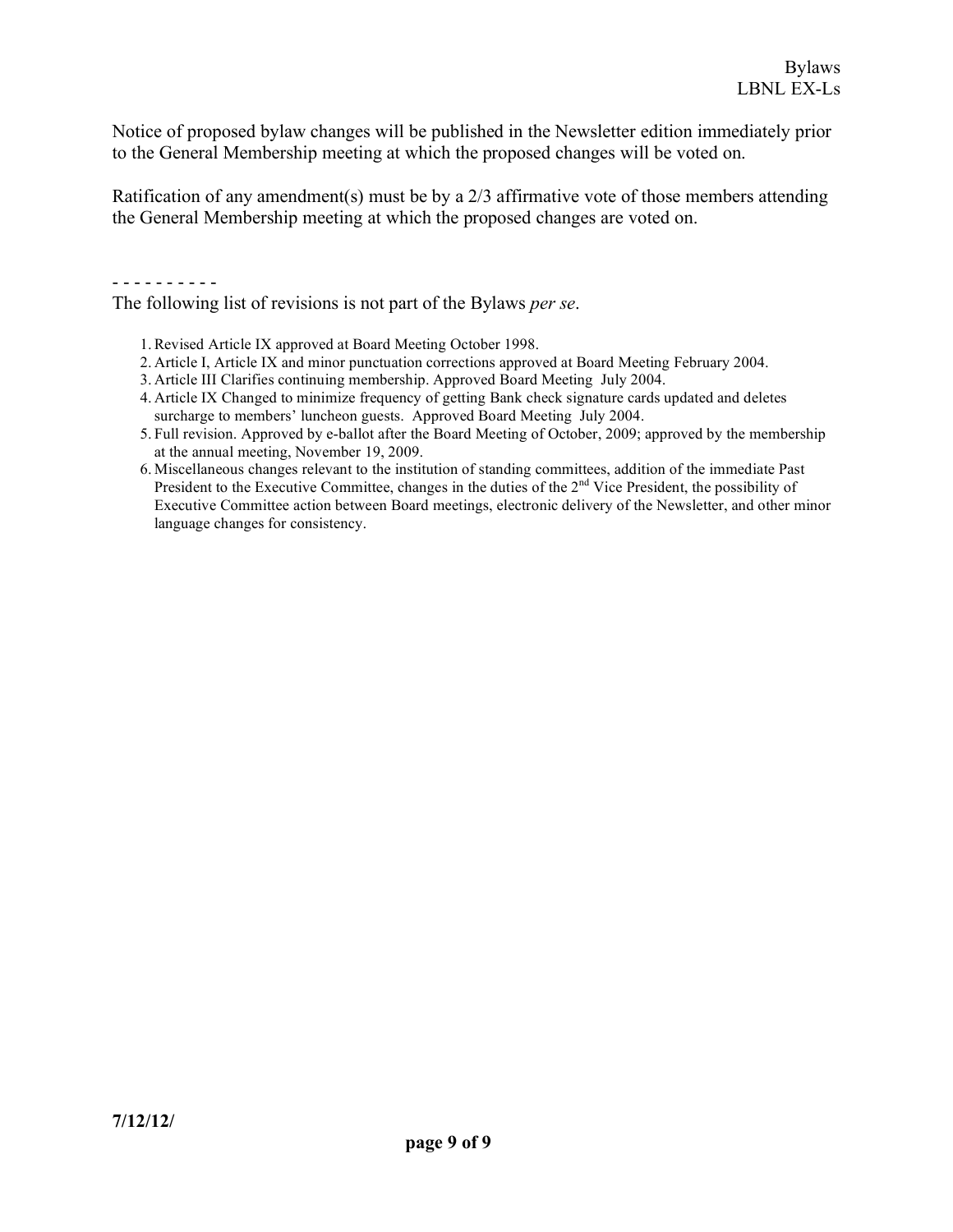Notice of proposed bylaw changes will be published in the Newsletter edition immediately prior to the General Membership meeting at which the proposed changes will be voted on.

Ratification of any amendment(s) must be by a 2/3 affirmative vote of those members attending the General Membership meeting at which the proposed changes are voted on.

\- - - - - - - - - -

The following list of revisions is not part of the Bylaws *per se*.

1. Revised Article IX approved at Board Meeting October 1998.
2. Article I, Article IX and minor punctuation corrections approved at Board Meeting February 2004.
3. Article III Clarifies continuing membership. Approved Board Meeting July 2004.
4. Article IX Changed to minimize frequency of getting Bank check signature cards updated and deletes surcharge to members' luncheon guests. Approved Board Meeting July 2004.
5. Full revision. Approved by e-ballot after the Board Meeting of October, 2009; approved by the membership at the annual meeting, November 19, 2009.
6. Miscellaneous changes relevant to the institution of standing committees, addition of the immediate Past President to the Executive Committee, changes in the duties of the 2nd Vice President, the possibility of Executive Committee action between Board meetings, electronic delivery of the Newsletter, and other minor language changes for consistency.

**7/12/12/**